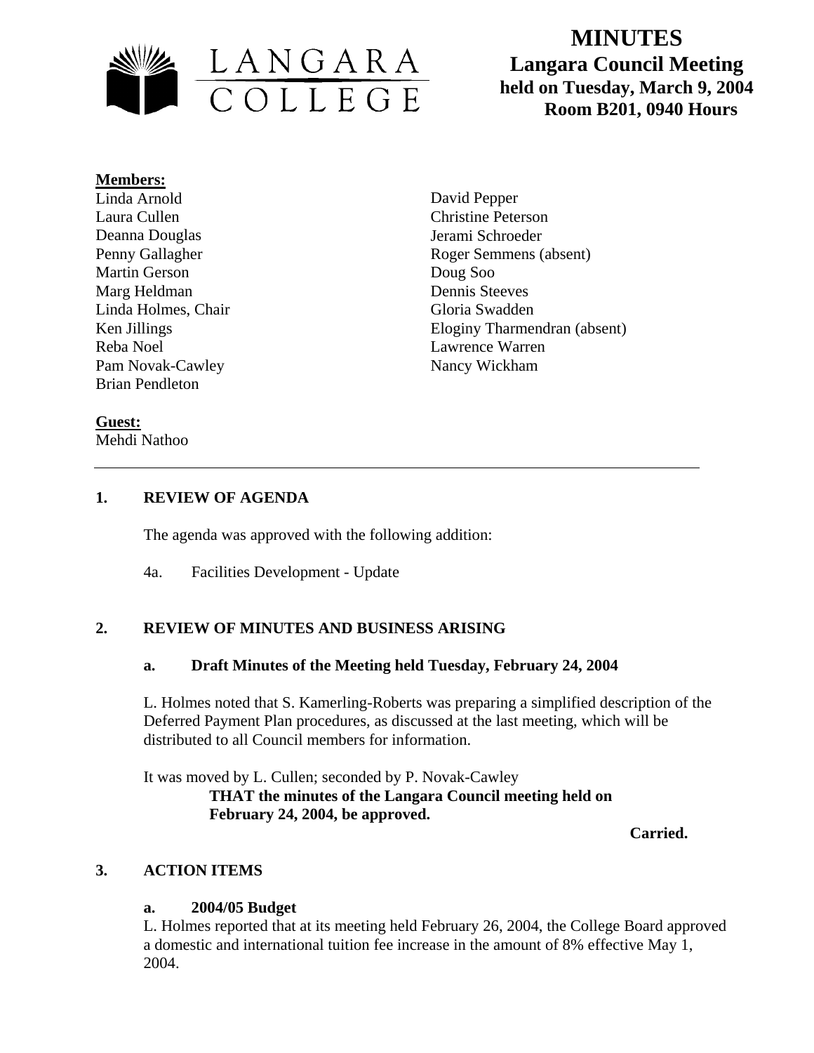# MINUTES

## Langara Council Meeting

### held on Tuesday, March 9, 2004

### Room B201, 0940 Hours

**Members:**

Linda Arnold
Laura Cullen
Deanna Douglas
Penny Gallagher
Martin Gerson
Marg Heldman
Linda Holmes, Chair
Ken Jillings
Reba Noel
Pam Novak-Cawley
Brian Pendleton
David Pepper
Christine Peterson
Jerami Schroeder
Roger Semmens (absent)
Doug Soo
Dennis Steeves
Gloria Swadden
Eloginy Tharmendran (absent)
Lawrence Warren
Nancy Wickham

**Guest:**

Mehdi Nathoo

---

## 1. REVIEW OF AGENDA

The agenda was approved with the following addition:

4a. Facilities Development - Update

## 2. REVIEW OF MINUTES AND BUSINESS ARISING

### a. Draft Minutes of the Meeting held Tuesday, February 24, 2004

L. Holmes noted that S. Kamerling-Roberts was preparing a simplified description of the Deferred Payment Plan procedures, as discussed at the last meeting, which will be distributed to all Council members for information.

It was moved by L. Cullen; seconded by P. Novak-Cawley

**THAT the minutes of the Langara Council meeting held on February 24, 2004, be approved.**

**Carried.**

## 3. ACTION ITEMS

### a. 2004/05 Budget

L. Holmes reported that at its meeting held February 26, 2004, the College Board approved a domestic and international tuition fee increase in the amount of 8% effective May 1, 2004.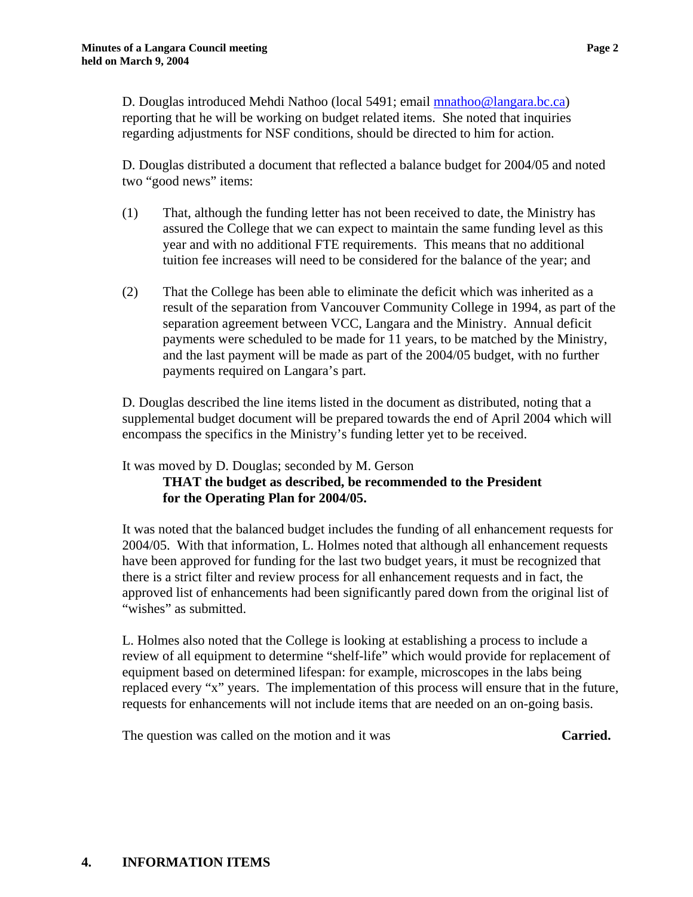D. Douglas introduced Mehdi Nathoo (local 5491; email mnathoo@langara.bc.ca) reporting that he will be working on budget related items. She noted that inquiries regarding adjustments for NSF conditions, should be directed to him for action.

D. Douglas distributed a document that reflected a balance budget for 2004/05 and noted two "good news" items:

(1) That, although the funding letter has not been received to date, the Ministry has assured the College that we can expect to maintain the same funding level as this year and with no additional FTE requirements. This means that no additional tuition fee increases will need to be considered for the balance of the year; and

(2) That the College has been able to eliminate the deficit which was inherited as a result of the separation from Vancouver Community College in 1994, as part of the separation agreement between VCC, Langara and the Ministry. Annual deficit payments were scheduled to be made for 11 years, to be matched by the Ministry, and the last payment will be made as part of the 2004/05 budget, with no further payments required on Langara's part.

D. Douglas described the line items listed in the document as distributed, noting that a supplemental budget document will be prepared towards the end of April 2004 which will encompass the specifics in the Ministry's funding letter yet to be received.

It was moved by D. Douglas; seconded by M. Gerson

**THAT the budget as described, be recommended to the President for the Operating Plan for 2004/05.**

It was noted that the balanced budget includes the funding of all enhancement requests for 2004/05. With that information, L. Holmes noted that although all enhancement requests have been approved for funding for the last two budget years, it must be recognized that there is a strict filter and review process for all enhancement requests and in fact, the approved list of enhancements had been significantly pared down from the original list of "wishes" as submitted.

L. Holmes also noted that the College is looking at establishing a process to include a review of all equipment to determine "shelf-life" which would provide for replacement of equipment based on determined lifespan: for example, microscopes in the labs being replaced every "x" years. The implementation of this process will ensure that in the future, requests for enhancements will not include items that are needed on an on-going basis.

The question was called on the motion and it was **Carried.**

## 4. INFORMATION ITEMS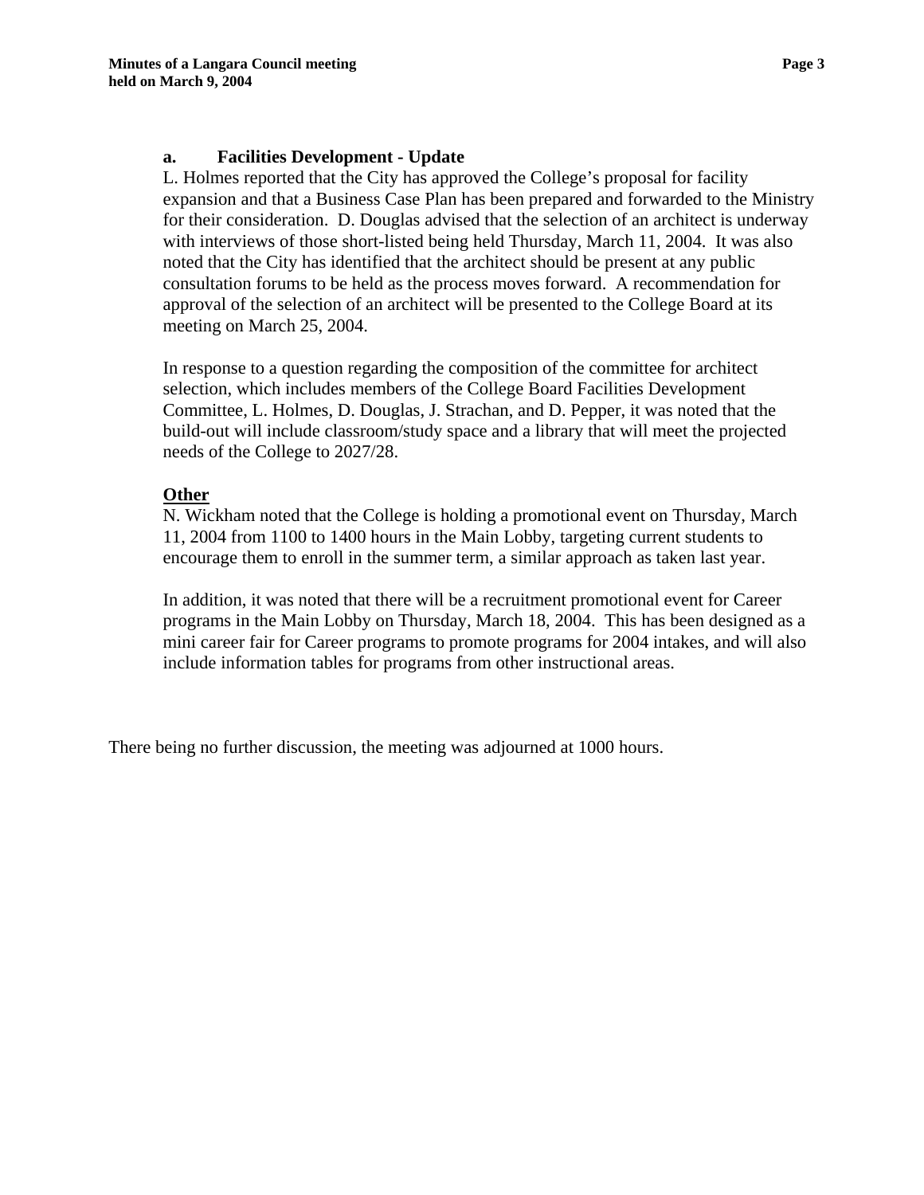**a. Facilities Development - Update**

L. Holmes reported that the City has approved the College's proposal for facility expansion and that a Business Case Plan has been prepared and forwarded to the Ministry for their consideration. D. Douglas advised that the selection of an architect is underway with interviews of those short-listed being held Thursday, March 11, 2004. It was also noted that the City has identified that the architect should be present at any public consultation forums to be held as the process moves forward. A recommendation for approval of the selection of an architect will be presented to the College Board at its meeting on March 25, 2004.

In response to a question regarding the composition of the committee for architect selection, which includes members of the College Board Facilities Development Committee, L. Holmes, D. Douglas, J. Strachan, and D. Pepper, it was noted that the build-out will include classroom/study space and a library that will meet the projected needs of the College to 2027/28.

**Other**

N. Wickham noted that the College is holding a promotional event on Thursday, March 11, 2004 from 1100 to 1400 hours in the Main Lobby, targeting current students to encourage them to enroll in the summer term, a similar approach as taken last year.

In addition, it was noted that there will be a recruitment promotional event for Career programs in the Main Lobby on Thursday, March 18, 2004. This has been designed as a mini career fair for Career programs to promote programs for 2004 intakes, and will also include information tables for programs from other instructional areas.

There being no further discussion, the meeting was adjourned at 1000 hours.